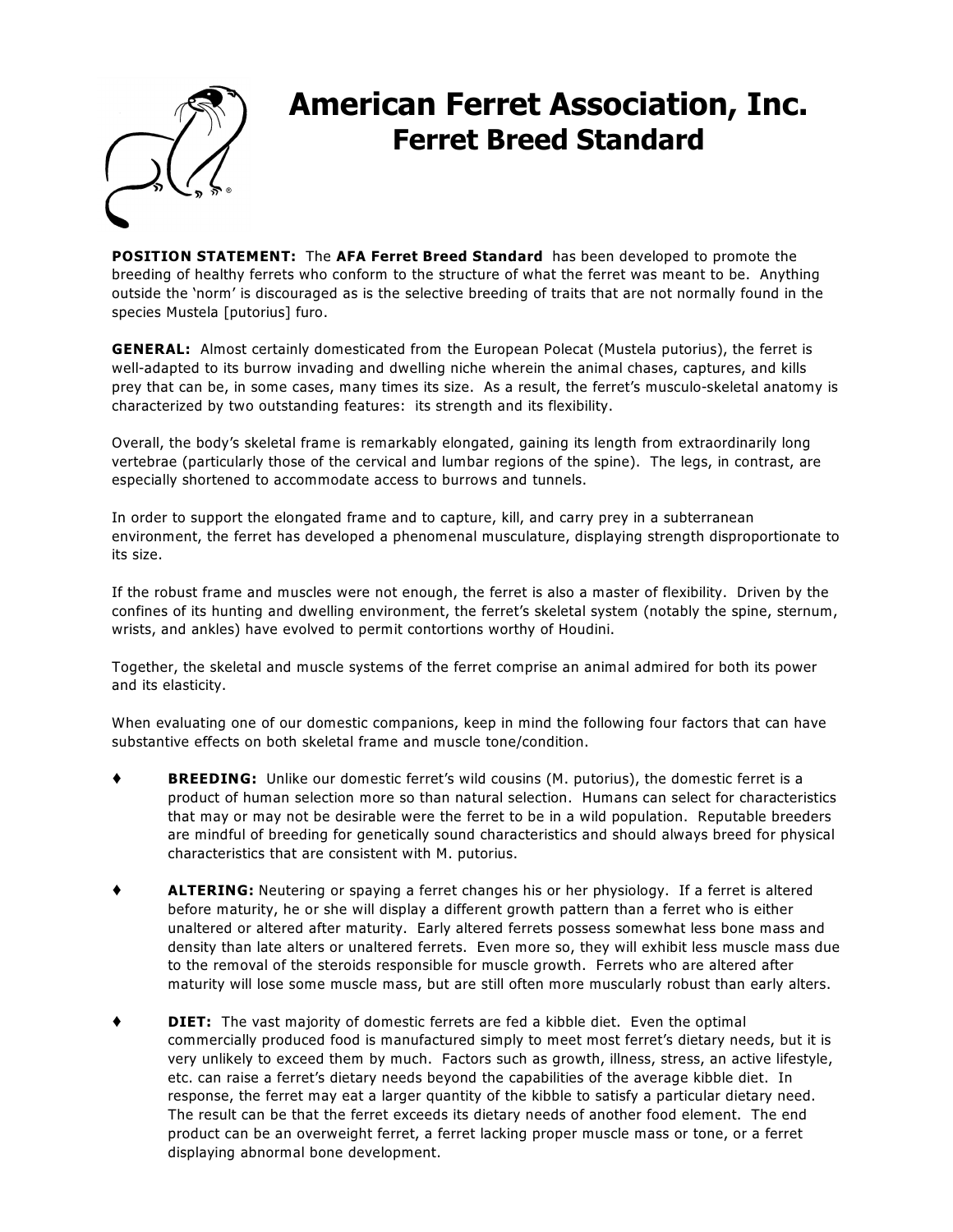# American Ferret Association, Inc.
## Ferret Breed Standard

**POSITION STATEMENT:** The **AFA Ferret Breed Standard** has been developed to promote the breeding of healthy ferrets who conform to the structure of what the ferret was meant to be. Anything outside the 'norm' is discouraged as is the selective breeding of traits that are not normally found in the species Mustela [putorius] furo.

**GENERAL:** Almost certainly domesticated from the European Polecat (Mustela putorius), the ferret is well-adapted to its burrow invading and dwelling niche wherein the animal chases, captures, and kills prey that can be, in some cases, many times its size. As a result, the ferret's musculo-skeletal anatomy is characterized by two outstanding features: its strength and its flexibility.

Overall, the body's skeletal frame is remarkably elongated, gaining its length from extraordinarily long vertebrae (particularly those of the cervical and lumbar regions of the spine). The legs, in contrast, are especially shortened to accommodate access to burrows and tunnels.

In order to support the elongated frame and to capture, kill, and carry prey in a subterranean environment, the ferret has developed a phenomenal musculature, displaying strength disproportionate to its size.

If the robust frame and muscles were not enough, the ferret is also a master of flexibility. Driven by the confines of its hunting and dwelling environment, the ferret's skeletal system (notably the spine, sternum, wrists, and ankles) have evolved to permit contortions worthy of Houdini.

Together, the skeletal and muscle systems of the ferret comprise an animal admired for both its power and its elasticity.

When evaluating one of our domestic companions, keep in mind the following four factors that can have substantive effects on both skeletal frame and muscle tone/condition.

- **BREEDING:** Unlike our domestic ferret's wild cousins (M. putorius), the domestic ferret is a product of human selection more so than natural selection. Humans can select for characteristics that may or may not be desirable were the ferret to be in a wild population. Reputable breeders are mindful of breeding for genetically sound characteristics and should always breed for physical characteristics that are consistent with M. putorius.

- **ALTERING:** Neutering or spaying a ferret changes his or her physiology. If a ferret is altered before maturity, he or she will display a different growth pattern than a ferret who is either unaltered or altered after maturity. Early altered ferrets possess somewhat less bone mass and density than late alters or unaltered ferrets. Even more so, they will exhibit less muscle mass due to the removal of the steroids responsible for muscle growth. Ferrets who are altered after maturity will lose some muscle mass, but are still often more muscularly robust than early alters.

- **DIET:** The vast majority of domestic ferrets are fed a kibble diet. Even the optimal commercially produced food is manufactured simply to meet most ferret's dietary needs, but it is very unlikely to exceed them by much. Factors such as growth, illness, stress, an active lifestyle, etc. can raise a ferret's dietary needs beyond the capabilities of the average kibble diet. In response, the ferret may eat a larger quantity of the kibble to satisfy a particular dietary need. The result can be that the ferret exceeds its dietary needs of another food element. The end product can be an overweight ferret, a ferret lacking proper muscle mass or tone, or a ferret displaying abnormal bone development.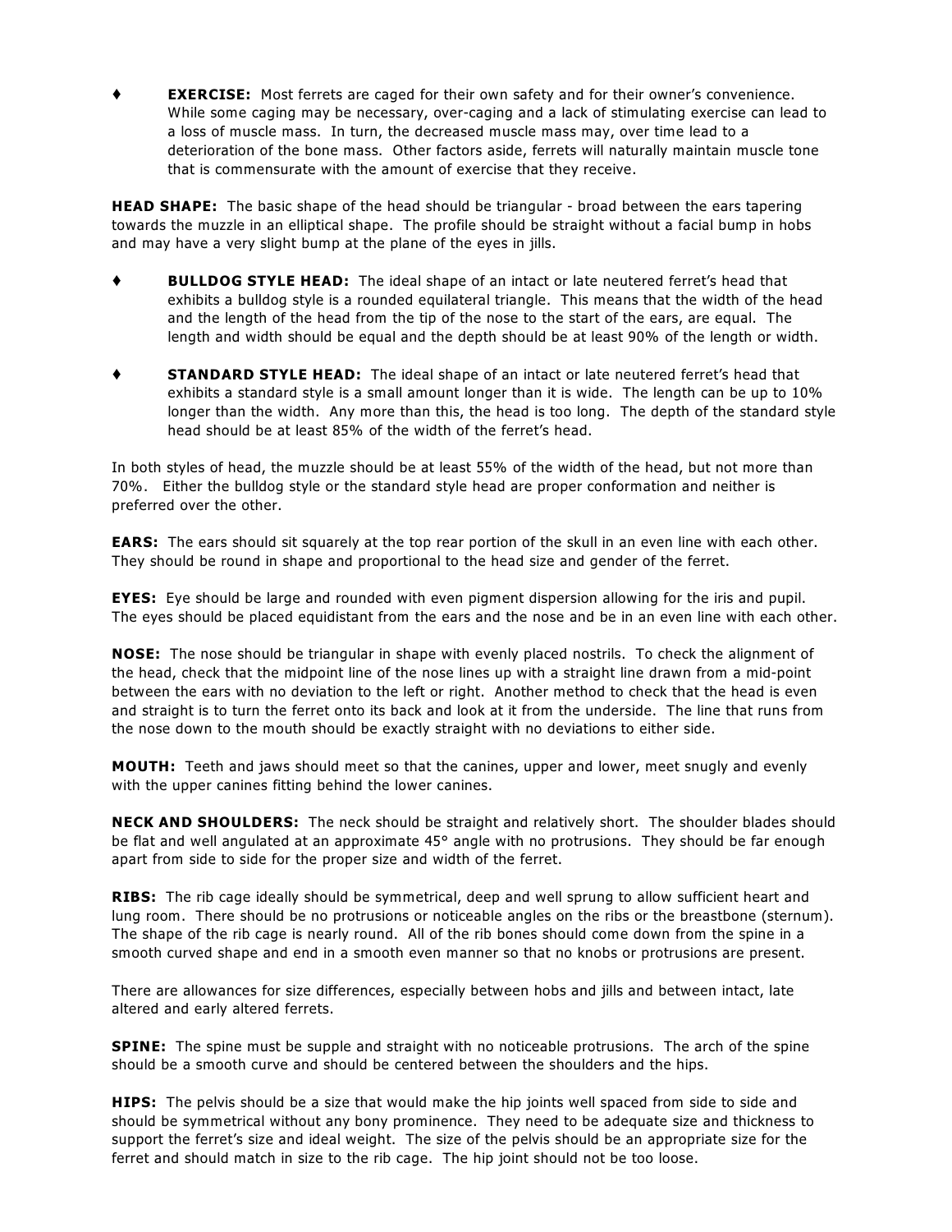- **EXERCISE:** Most ferrets are caged for their own safety and for their owner's convenience. While some caging may be necessary, over-caging and a lack of stimulating exercise can lead to a loss of muscle mass. In turn, the decreased muscle mass may, over time lead to a deterioration of the bone mass. Other factors aside, ferrets will naturally maintain muscle tone that is commensurate with the amount of exercise that they receive.

**HEAD SHAPE:** The basic shape of the head should be triangular - broad between the ears tapering towards the muzzle in an elliptical shape. The profile should be straight without a facial bump in hobs and may have a very slight bump at the plane of the eyes in jills.

- **BULLDOG STYLE HEAD:** The ideal shape of an intact or late neutered ferret's head that exhibits a bulldog style is a rounded equilateral triangle. This means that the width of the head and the length of the head from the tip of the nose to the start of the ears, are equal. The length and width should be equal and the depth should be at least 90% of the length or width.

- **STANDARD STYLE HEAD:** The ideal shape of an intact or late neutered ferret's head that exhibits a standard style is a small amount longer than it is wide. The length can be up to 10% longer than the width. Any more than this, the head is too long. The depth of the standard style head should be at least 85% of the width of the ferret's head.

In both styles of head, the muzzle should be at least 55% of the width of the head, but not more than 70%. Either the bulldog style or the standard style head are proper conformation and neither is preferred over the other.

**EARS:** The ears should sit squarely at the top rear portion of the skull in an even line with each other. They should be round in shape and proportional to the head size and gender of the ferret.

**EYES:** Eye should be large and rounded with even pigment dispersion allowing for the iris and pupil. The eyes should be placed equidistant from the ears and the nose and be in an even line with each other.

**NOSE:** The nose should be triangular in shape with evenly placed nostrils. To check the alignment of the head, check that the midpoint line of the nose lines up with a straight line drawn from a mid-point between the ears with no deviation to the left or right. Another method to check that the head is even and straight is to turn the ferret onto its back and look at it from the underside. The line that runs from the nose down to the mouth should be exactly straight with no deviations to either side.

**MOUTH:** Teeth and jaws should meet so that the canines, upper and lower, meet snugly and evenly with the upper canines fitting behind the lower canines.

**NECK AND SHOULDERS:** The neck should be straight and relatively short. The shoulder blades should be flat and well angulated at an approximate 45° angle with no protrusions. They should be far enough apart from side to side for the proper size and width of the ferret.

**RIBS:** The rib cage ideally should be symmetrical, deep and well sprung to allow sufficient heart and lung room. There should be no protrusions or noticeable angles on the ribs or the breastbone (sternum). The shape of the rib cage is nearly round. All of the rib bones should come down from the spine in a smooth curved shape and end in a smooth even manner so that no knobs or protrusions are present.

There are allowances for size differences, especially between hobs and jills and between intact, late altered and early altered ferrets.

**SPINE:** The spine must be supple and straight with no noticeable protrusions. The arch of the spine should be a smooth curve and should be centered between the shoulders and the hips.

**HIPS:** The pelvis should be a size that would make the hip joints well spaced from side to side and should be symmetrical without any bony prominence. They need to be adequate size and thickness to support the ferret's size and ideal weight. The size of the pelvis should be an appropriate size for the ferret and should match in size to the rib cage. The hip joint should not be too loose.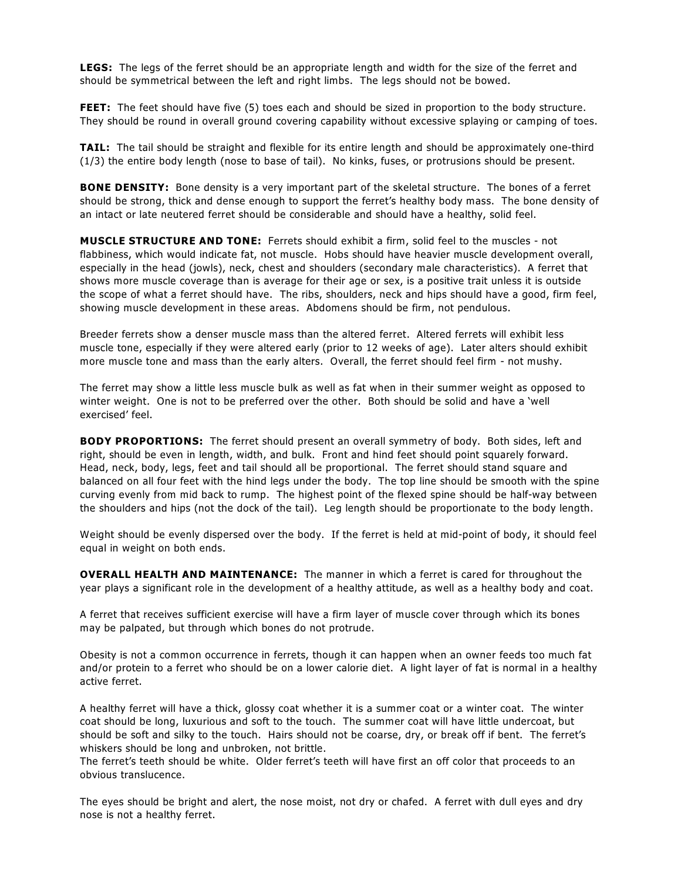**LEGS:** The legs of the ferret should be an appropriate length and width for the size of the ferret and should be symmetrical between the left and right limbs. The legs should not be bowed.

**FEET:** The feet should have five (5) toes each and should be sized in proportion to the body structure. They should be round in overall ground covering capability without excessive splaying or camping of toes.

**TAIL:** The tail should be straight and flexible for its entire length and should be approximately one-third (1/3) the entire body length (nose to base of tail). No kinks, fuses, or protrusions should be present.

**BONE DENSITY:** Bone density is a very important part of the skeletal structure. The bones of a ferret should be strong, thick and dense enough to support the ferret's healthy body mass. The bone density of an intact or late neutered ferret should be considerable and should have a healthy, solid feel.

**MUSCLE STRUCTURE AND TONE:** Ferrets should exhibit a firm, solid feel to the muscles - not flabbiness, which would indicate fat, not muscle. Hobs should have heavier muscle development overall, especially in the head (jowls), neck, chest and shoulders (secondary male characteristics). A ferret that shows more muscle coverage than is average for their age or sex, is a positive trait unless it is outside the scope of what a ferret should have. The ribs, shoulders, neck and hips should have a good, firm feel, showing muscle development in these areas. Abdomens should be firm, not pendulous.

Breeder ferrets show a denser muscle mass than the altered ferret. Altered ferrets will exhibit less muscle tone, especially if they were altered early (prior to 12 weeks of age). Later alters should exhibit more muscle tone and mass than the early alters. Overall, the ferret should feel firm - not mushy.

The ferret may show a little less muscle bulk as well as fat when in their summer weight as opposed to winter weight. One is not to be preferred over the other. Both should be solid and have a 'well exercised' feel.

**BODY PROPORTIONS:** The ferret should present an overall symmetry of body. Both sides, left and right, should be even in length, width, and bulk. Front and hind feet should point squarely forward. Head, neck, body, legs, feet and tail should all be proportional. The ferret should stand square and balanced on all four feet with the hind legs under the body. The top line should be smooth with the spine curving evenly from mid back to rump. The highest point of the flexed spine should be half-way between the shoulders and hips (not the dock of the tail). Leg length should be proportionate to the body length.

Weight should be evenly dispersed over the body. If the ferret is held at mid-point of body, it should feel equal in weight on both ends.

**OVERALL HEALTH AND MAINTENANCE:** The manner in which a ferret is cared for throughout the year plays a significant role in the development of a healthy attitude, as well as a healthy body and coat.

A ferret that receives sufficient exercise will have a firm layer of muscle cover through which its bones may be palpated, but through which bones do not protrude.

Obesity is not a common occurrence in ferrets, though it can happen when an owner feeds too much fat and/or protein to a ferret who should be on a lower calorie diet. A light layer of fat is normal in a healthy active ferret.

A healthy ferret will have a thick, glossy coat whether it is a summer coat or a winter coat. The winter coat should be long, luxurious and soft to the touch. The summer coat will have little undercoat, but should be soft and silky to the touch. Hairs should not be coarse, dry, or break off if bent. The ferret's whiskers should be long and unbroken, not brittle.
The ferret's teeth should be white. Older ferret's teeth will have first an off color that proceeds to an obvious translucence.

The eyes should be bright and alert, the nose moist, not dry or chafed. A ferret with dull eyes and dry nose is not a healthy ferret.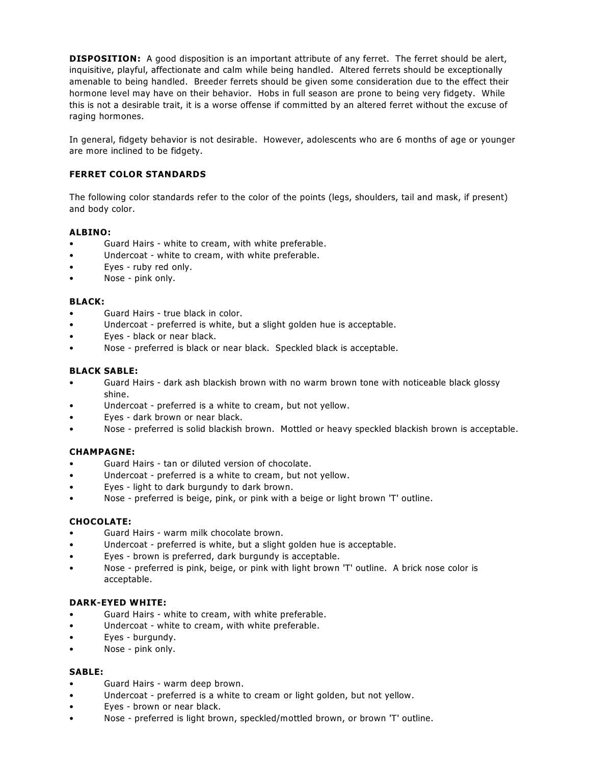**DISPOSITION:** A good disposition is an important attribute of any ferret. The ferret should be alert, inquisitive, playful, affectionate and calm while being handled. Altered ferrets should be exceptionally amenable to being handled. Breeder ferrets should be given some consideration due to the effect their hormone level may have on their behavior. Hobs in full season are prone to being very fidgety. While this is not a desirable trait, it is a worse offense if committed by an altered ferret without the excuse of raging hormones.

In general, fidgety behavior is not desirable. However, adolescents who are 6 months of age or younger are more inclined to be fidgety.

### FERRET COLOR STANDARDS

The following color standards refer to the color of the points (legs, shoulders, tail and mask, if present) and body color.

#### ALBINO:

- Guard Hairs - white to cream, with white preferable.
- Undercoat - white to cream, with white preferable.
- Eyes - ruby red only.
- Nose - pink only.

#### BLACK:

- Guard Hairs - true black in color.
- Undercoat - preferred is white, but a slight golden hue is acceptable.
- Eyes - black or near black.
- Nose - preferred is black or near black. Speckled black is acceptable.

#### BLACK SABLE:

- Guard Hairs - dark ash blackish brown with no warm brown tone with noticeable black glossy shine.
- Undercoat - preferred is a white to cream, but not yellow.
- Eyes - dark brown or near black.
- Nose - preferred is solid blackish brown. Mottled or heavy speckled blackish brown is acceptable.

#### CHAMPAGNE:

- Guard Hairs - tan or diluted version of chocolate.
- Undercoat - preferred is a white to cream, but not yellow.
- Eyes - light to dark burgundy to dark brown.
- Nose - preferred is beige, pink, or pink with a beige or light brown 'T' outline.

#### CHOCOLATE:

- Guard Hairs - warm milk chocolate brown.
- Undercoat - preferred is white, but a slight golden hue is acceptable.
- Eyes - brown is preferred, dark burgundy is acceptable.
- Nose - preferred is pink, beige, or pink with light brown 'T' outline. A brick nose color is acceptable.

#### DARK-EYED WHITE:

- Guard Hairs - white to cream, with white preferable.
- Undercoat - white to cream, with white preferable.
- Eyes - burgundy.
- Nose - pink only.

#### SABLE:

- Guard Hairs - warm deep brown.
- Undercoat - preferred is a white to cream or light golden, but not yellow.
- Eyes - brown or near black.
- Nose - preferred is light brown, speckled/mottled brown, or brown 'T' outline.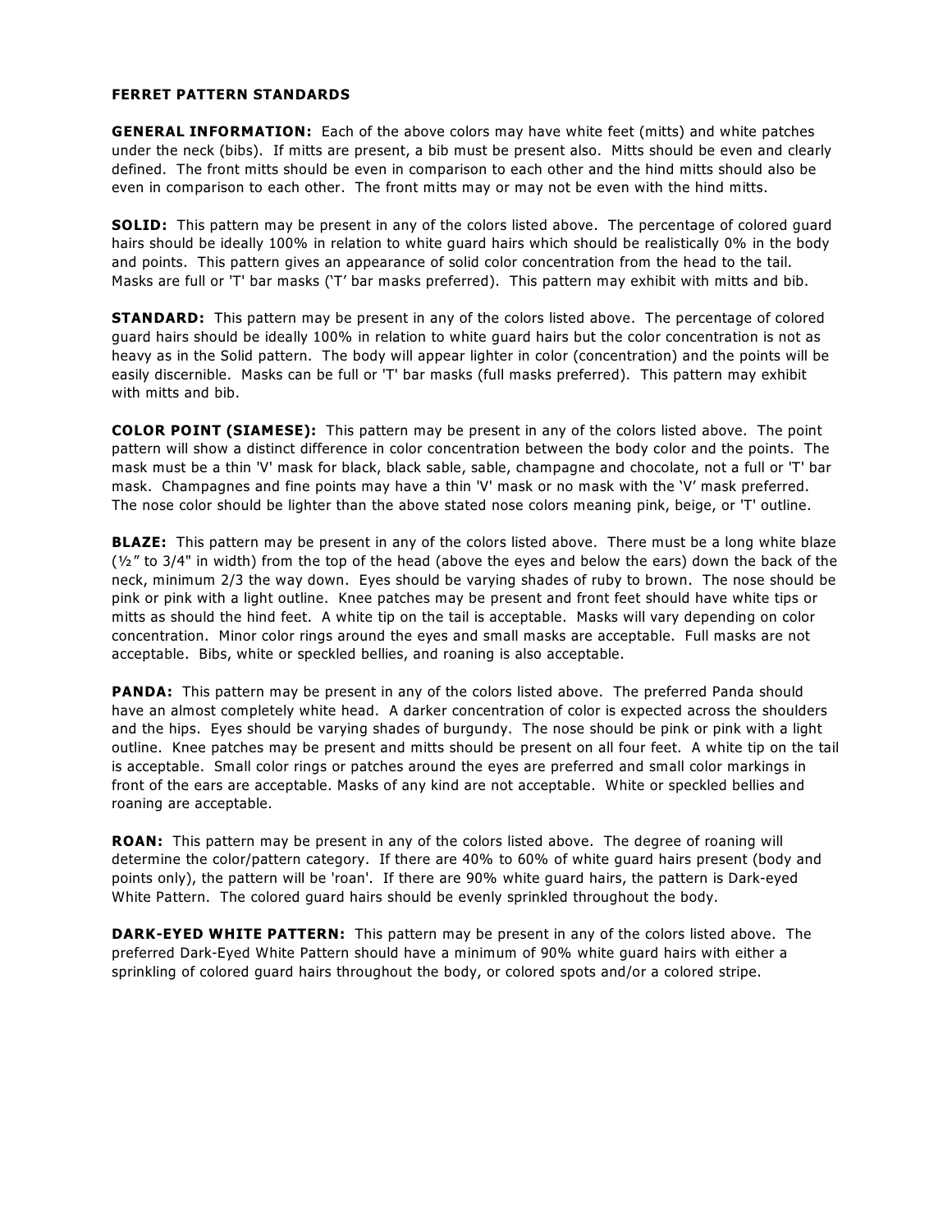**FERRET PATTERN STANDARDS**

**GENERAL INFORMATION:** Each of the above colors may have white feet (mitts) and white patches under the neck (bibs). If mitts are present, a bib must be present also. Mitts should be even and clearly defined. The front mitts should be even in comparison to each other and the hind mitts should also be even in comparison to each other. The front mitts may or may not be even with the hind mitts.

**SOLID:** This pattern may be present in any of the colors listed above. The percentage of colored guard hairs should be ideally 100% in relation to white guard hairs which should be realistically 0% in the body and points. This pattern gives an appearance of solid color concentration from the head to the tail. Masks are full or 'T' bar masks ('T' bar masks preferred). This pattern may exhibit with mitts and bib.

**STANDARD:** This pattern may be present in any of the colors listed above. The percentage of colored guard hairs should be ideally 100% in relation to white guard hairs but the color concentration is not as heavy as in the Solid pattern. The body will appear lighter in color (concentration) and the points will be easily discernible. Masks can be full or 'T' bar masks (full masks preferred). This pattern may exhibit with mitts and bib.

**COLOR POINT (SIAMESE):** This pattern may be present in any of the colors listed above. The point pattern will show a distinct difference in color concentration between the body color and the points. The mask must be a thin 'V' mask for black, black sable, sable, champagne and chocolate, not a full or 'T' bar mask. Champagnes and fine points may have a thin 'V' mask or no mask with the 'V' mask preferred. The nose color should be lighter than the above stated nose colors meaning pink, beige, or 'T' outline.

**BLAZE:** This pattern may be present in any of the colors listed above. There must be a long white blaze (½" to 3/4" in width) from the top of the head (above the eyes and below the ears) down the back of the neck, minimum 2/3 the way down. Eyes should be varying shades of ruby to brown. The nose should be pink or pink with a light outline. Knee patches may be present and front feet should have white tips or mitts as should the hind feet. A white tip on the tail is acceptable. Masks will vary depending on color concentration. Minor color rings around the eyes and small masks are acceptable. Full masks are not acceptable. Bibs, white or speckled bellies, and roaning is also acceptable.

**PANDA:** This pattern may be present in any of the colors listed above. The preferred Panda should have an almost completely white head. A darker concentration of color is expected across the shoulders and the hips. Eyes should be varying shades of burgundy. The nose should be pink or pink with a light outline. Knee patches may be present and mitts should be present on all four feet. A white tip on the tail is acceptable. Small color rings or patches around the eyes are preferred and small color markings in front of the ears are acceptable. Masks of any kind are not acceptable. White or speckled bellies and roaning are acceptable.

**ROAN:** This pattern may be present in any of the colors listed above. The degree of roaning will determine the color/pattern category. If there are 40% to 60% of white guard hairs present (body and points only), the pattern will be 'roan'. If there are 90% white guard hairs, the pattern is Dark-eyed White Pattern. The colored guard hairs should be evenly sprinkled throughout the body.

**DARK-EYED WHITE PATTERN:** This pattern may be present in any of the colors listed above. The preferred Dark-Eyed White Pattern should have a minimum of 90% white guard hairs with either a sprinkling of colored guard hairs throughout the body, or colored spots and/or a colored stripe.